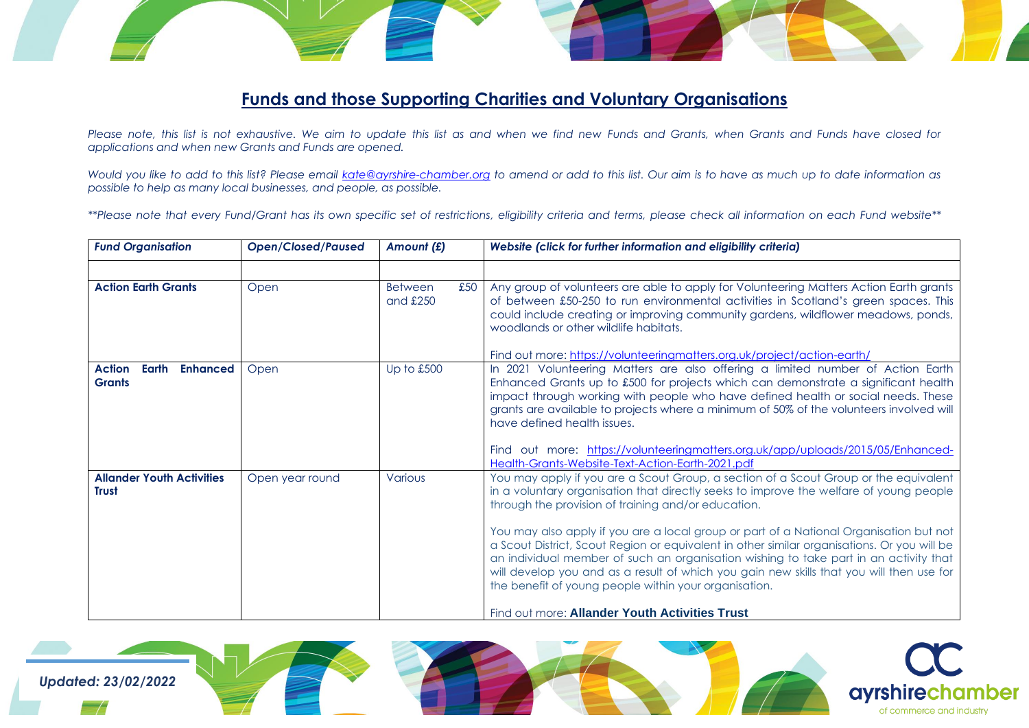## Funds and those Supporting Charities and Voluntary Organisations

*Please note, this list is not exhaustive. We aim to update this list as and when we find new Funds and Grants, when Grants and Funds have closed for applications and when new Grants and Funds are opened.*

*Would you like to add to this list? Please email [kate@ayrshire-chamber.org](mailto:kate@ayrshire-chamber.org) to amend or add to this list. Our aim is to have as much up to date information as possible to help as many local businesses, and people, as possible.*

*\*\*Please note that every Fund/Grant has its own specific set of restrictions, eligibility criteria and terms, please check all information on each Fund website\*\**

| *Fund Organisation* | *Open/Closed/Paused* | *Amount (£)* | *Website (click for further information and eligibility criteria)* |
|---|---|---|---|
| | | | |
| **Action Earth Grants** | Open | Between £50 and £250 | Any group of volunteers are able to apply for Volunteering Matters Action Earth grants of between £50-250 to run environmental activities in Scotland's green spaces. This could include creating or improving community gardens, wildflower meadows, ponds, woodlands or other wildlife habitats.<br><br>Find out more: https://volunteeringmatters.org.uk/project/action-earth/ |
| **Action Earth Enhanced Grants** | Open | Up to £500 | In 2021 Volunteering Matters are also offering a limited number of Action Earth Enhanced Grants up to £500 for projects which can demonstrate a significant health impact through working with people who have defined health or social needs. These grants are available to projects where a minimum of 50% of the volunteers involved will have defined health issues.<br><br>Find out more: https://volunteeringmatters.org.uk/app/uploads/2015/05/Enhanced-Health-Grants-Website-Text-Action-Earth-2021.pdf |
| **Allander Youth Activities Trust** | Open year round | Various | You may apply if you are a Scout Group, a section of a Scout Group or the equivalent in a voluntary organisation that directly seeks to improve the welfare of young people through the provision of training and/or education.<br><br>You may also apply if you are a local group or part of a National Organisation but not a Scout District, Scout Region or equivalent in other similar organisations. Or you will be an individual member of such an organisation wishing to take part in an activity that will develop you and as a result of which you gain new skills that you will then use for the benefit of young people within your organisation.<br><br>Find out more: **Allander Youth Activities Trust** |

*Updated: 23/02/2022*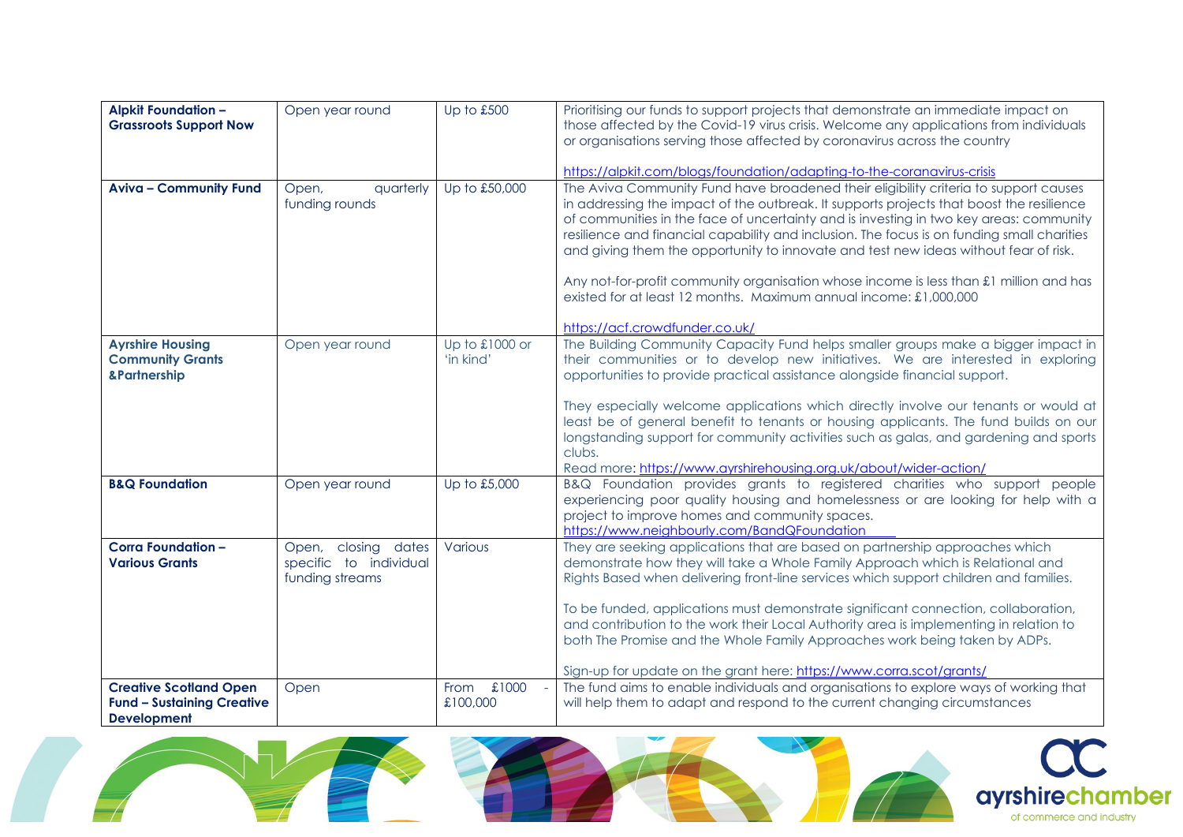| | | | |
|---|---|---|---|
| **Alpkit Foundation – Grassroots Support Now** | Open year round | Up to £500 | Prioritising our funds to support projects that demonstrate an immediate impact on those affected by the Covid-19 virus crisis. Welcome any applications from individuals or organisations serving those affected by coronavirus across the country<br><br>https://alpkit.com/blogs/foundation/adapting-to-the-coronavirus-crisis |
| **Aviva – Community Fund** | Open, quarterly funding rounds | Up to £50,000 | The Aviva Community Fund have broadened their eligibility criteria to support causes in addressing the impact of the outbreak. It supports projects that boost the resilience of communities in the face of uncertainty and is investing in two key areas: community resilience and financial capability and inclusion. The focus is on funding small charities and giving them the opportunity to innovate and test new ideas without fear of risk.<br><br>Any not-for-profit community organisation whose income is less than £1 million and has existed for at least 12 months. Maximum annual income: £1,000,000<br><br>https://acf.crowdfunder.co.uk/ |
| **Ayrshire Housing Community Grants &Partnership** | Open year round | Up to £1000 or 'in kind' | The Building Community Capacity Fund helps smaller groups make a bigger impact in their communities or to develop new initiatives. We are interested in exploring opportunities to provide practical assistance alongside financial support.<br><br>They especially welcome applications which directly involve our tenants or would at least be of general benefit to tenants or housing applicants. The fund builds on our longstanding support for community activities such as galas, and gardening and sports clubs.<br>Read more: https://www.ayrshirehousing.org.uk/about/wider-action/ |
| **B&Q Foundation** | Open year round | Up to £5,000 | B&Q Foundation provides grants to registered charities who support people experiencing poor quality housing and homelessness or are looking for help with a project to improve homes and community spaces.<br>https://www.neighbourly.com/BandQFoundation |
| **Corra Foundation – Various Grants** | Open, closing dates specific to individual funding streams | Various | They are seeking applications that are based on partnership approaches which demonstrate how they will take a Whole Family Approach which is Relational and Rights Based when delivering front-line services which support children and families.<br><br>To be funded, applications must demonstrate significant connection, collaboration, and contribution to the work their Local Authority area is implementing in relation to both The Promise and the Whole Family Approaches work being taken by ADPs.<br><br>Sign-up for update on the grant here: https://www.corra.scot/grants/ |
| **Creative Scotland Open Fund – Sustaining Creative Development** | Open | From £1000 - £100,000 | The fund aims to enable individuals and organisations to explore ways of working that will help them to adapt and respond to the current changing circumstances |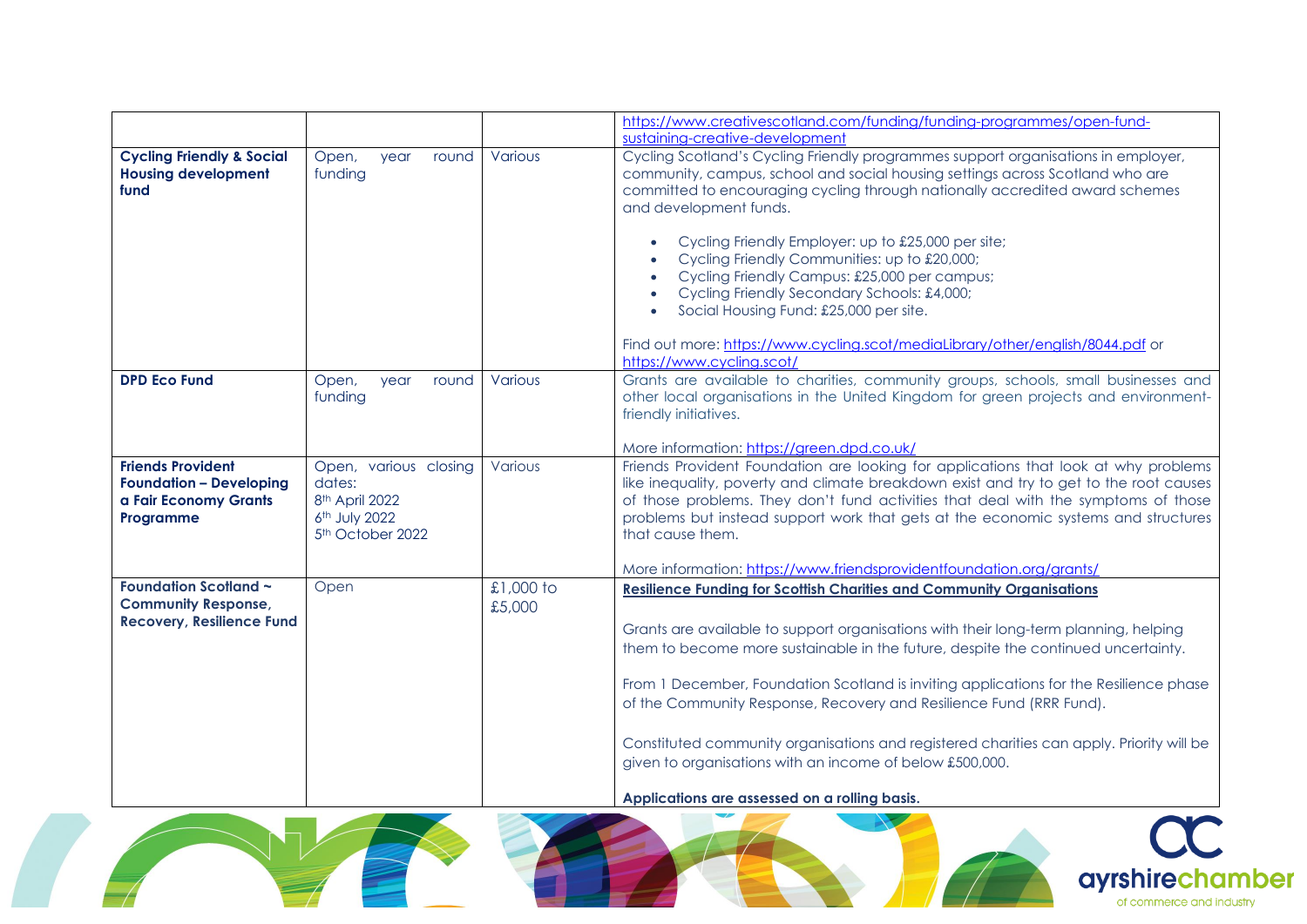| | | | |
|---|---|---|---|
| | | | https://www.creativescotland.com/funding/funding-programmes/open-fund-sustaining-creative-development |
| **Cycling Friendly & Social Housing development fund** | Open, year round funding | Various | Cycling Scotland's Cycling Friendly programmes support organisations in employer, community, campus, school and social housing settings across Scotland who are committed to encouraging cycling through nationally accredited award schemes and development funds.<br><br>• Cycling Friendly Employer: up to £25,000 per site;<br>• Cycling Friendly Communities: up to £20,000;<br>• Cycling Friendly Campus: £25,000 per campus;<br>• Cycling Friendly Secondary Schools: £4,000;<br>• Social Housing Fund: £25,000 per site.<br><br>Find out more: https://www.cycling.scot/mediaLibrary/other/english/8044.pdf or https://www.cycling.scot/ |
| **DPD Eco Fund** | Open, year round funding | Various | Grants are available to charities, community groups, schools, small businesses and other local organisations in the United Kingdom for green projects and environment-friendly initiatives.<br><br>More information: https://green.dpd.co.uk/ |
| **Friends Provident Foundation – Developing a Fair Economy Grants Programme** | Open, various closing dates:<br>8th April 2022<br>6th July 2022<br>5th October 2022 | Various | Friends Provident Foundation are looking for applications that look at why problems like inequality, poverty and climate breakdown exist and try to get to the root causes of those problems. They don't fund activities that deal with the symptoms of those problems but instead support work that gets at the economic systems and structures that cause them.<br><br>More information: https://www.friendsprovidentfoundation.org/grants/ |
| **Foundation Scotland ~ Community Response, Recovery, Resilience Fund** | Open | £1,000 to £5,000 | **Resilience Funding for Scottish Charities and Community Organisations**<br><br>Grants are available to support organisations with their long-term planning, helping them to become more sustainable in the future, despite the continued uncertainty.<br><br>From 1 December, Foundation Scotland is inviting applications for the Resilience phase of the Community Response, Recovery and Resilience Fund (RRR Fund).<br><br>Constituted community organisations and registered charities can apply. Priority will be given to organisations with an income of below £500,000.<br><br>**Applications are assessed on a rolling basis.** |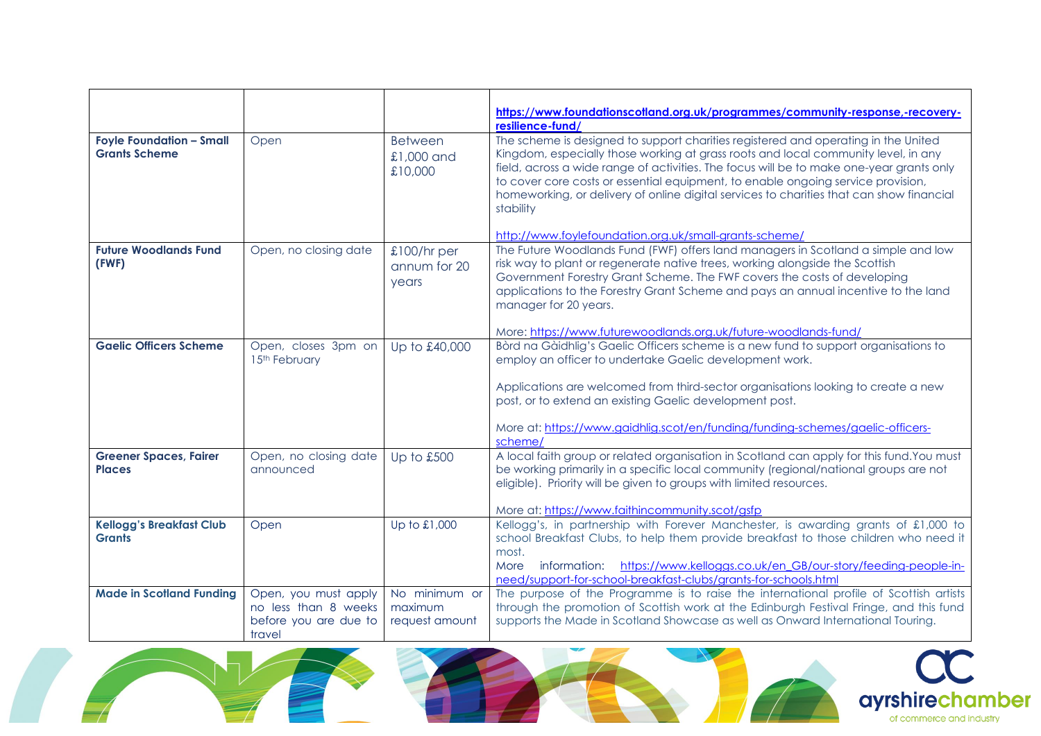| | | | |
|---|---|---|---|
| | | | https://www.foundationscotland.org.uk/programmes/community-response,-recovery-resilience-fund/ |
| **Foyle Foundation – Small Grants Scheme** | Open | Between £1,000 and £10,000 | The scheme is designed to support charities registered and operating in the United Kingdom, especially those working at grass roots and local community level, in any field, across a wide range of activities. The focus will be to make one-year grants only to cover core costs or essential equipment, to enable ongoing service provision, homeworking, or delivery of online digital services to charities that can show financial stability<br><br>http://www.foylefoundation.org.uk/small-grants-scheme/ |
| **Future Woodlands Fund (FWF)** | Open, no closing date | £100/hr per annum for 20 years | The Future Woodlands Fund (FWF) offers land managers in Scotland a simple and low risk way to plant or regenerate native trees, working alongside the Scottish Government Forestry Grant Scheme. The FWF covers the costs of developing applications to the Forestry Grant Scheme and pays an annual incentive to the land manager for 20 years.<br><br>More: https://www.futurewoodlands.org.uk/future-woodlands-fund/ |
| **Gaelic Officers Scheme** | Open, closes 3pm on 15th February | Up to £40,000 | Bòrd na Gàidhlig's Gaelic Officers scheme is a new fund to support organisations to employ an officer to undertake Gaelic development work.<br><br>Applications are welcomed from third-sector organisations looking to create a new post, or to extend an existing Gaelic development post.<br><br>More at: https://www.gaidhlig.scot/en/funding/funding-schemes/gaelic-officers-scheme/ |
| **Greener Spaces, Fairer Places** | Open, no closing date announced | Up to £500 | A local faith group or related organisation in Scotland can apply for this fund.You must be working primarily in a specific local community (regional/national groups are not eligible). Priority will be given to groups with limited resources.<br><br>More at: https://www.faithincommunity.scot/gsfp |
| **Kellogg's Breakfast Club Grants** | Open | Up to £1,000 | Kellogg's, in partnership with Forever Manchester, is awarding grants of £1,000 to school Breakfast Clubs, to help them provide breakfast to those children who need it most.<br>More information: https://www.kelloggs.co.uk/en_GB/our-story/feeding-people-in-need/support-for-school-breakfast-clubs/grants-for-schools.html |
| **Made in Scotland Funding** | Open, you must apply no less than 8 weeks before you are due to travel | No minimum or maximum request amount | The purpose of the Programme is to raise the international profile of Scottish artists through the promotion of Scottish work at the Edinburgh Festival Fringe, and this fund supports the Made in Scotland Showcase as well as Onward International Touring. |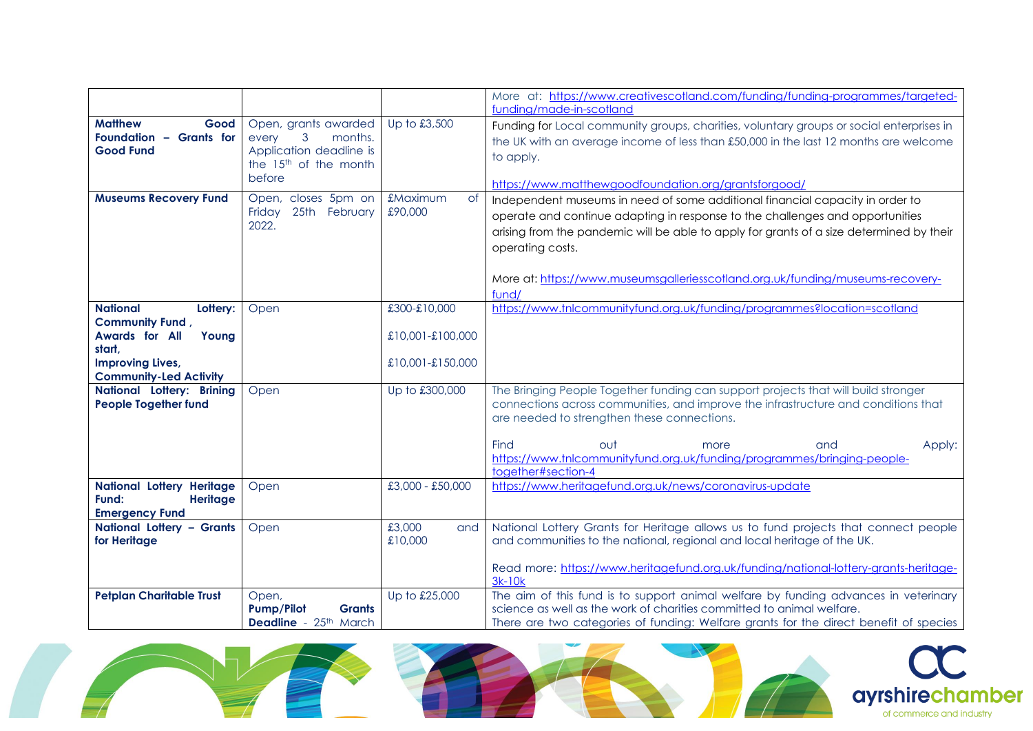| | | | |
|---|---|---|---|
| | | | More at: https://www.creativescotland.com/funding/funding-programmes/targeted-funding/made-in-scotland |
| **Matthew Good Foundation – Grants for Good Fund** | Open, grants awarded every 3 months. Application deadline is the 15th of the month before | Up to £3,500 | Funding for Local community groups, charities, voluntary groups or social enterprises in the UK with an average income of less than £50,000 in the last 12 months are welcome to apply.<br><br>https://www.matthewgoodfoundation.org/grantsforgood/ |
| **Museums Recovery Fund** | Open, closes 5pm on Friday 25th February 2022. | £Maximum of £90,000 | Independent museums in need of some additional financial capacity in order to operate and continue adapting in response to the challenges and opportunities arising from the pandemic will be able to apply for grants of a size determined by their operating costs.<br><br>More at: https://www.museumsgalleriesscotland.org.uk/funding/museums-recovery-fund/ |
| **National Lottery: Community Fund , Awards for All Young start, Improving Lives, Community-Led Activity** | Open | £300-£10,000<br><br>£10,001-£100,000<br><br>£10,001-£150,000 | https://www.tnlcommunityfund.org.uk/funding/programmes?location=scotland |
| **National Lottery: Brining People Together fund** | Open | Up to £300,000 | The Bringing People Together funding can support projects that will build stronger connections across communities, and improve the infrastructure and conditions that are needed to strengthen these connections.<br><br>Find out more and Apply: https://www.tnlcommunityfund.org.uk/funding/programmes/bringing-people-together#section-4 |
| **National Lottery Heritage Fund: Heritage Emergency Fund** | Open | £3,000 - £50,000 | https://www.heritagefund.org.uk/news/coronavirus-update |
| **National Lottery – Grants for Heritage** | Open | £3,000 and £10,000 | National Lottery Grants for Heritage allows us to fund projects that connect people and communities to the national, regional and local heritage of the UK.<br><br>Read more: https://www.heritagefund.org.uk/funding/national-lottery-grants-heritage-3k-10k |
| **Petplan Charitable Trust** | Open, **Pump/Pilot Grants Deadline** - 25th March | Up to £25,000 | The aim of this fund is to support animal welfare by funding advances in veterinary science as well as the work of charities committed to animal welfare. There are two categories of funding: Welfare grants for the direct benefit of species |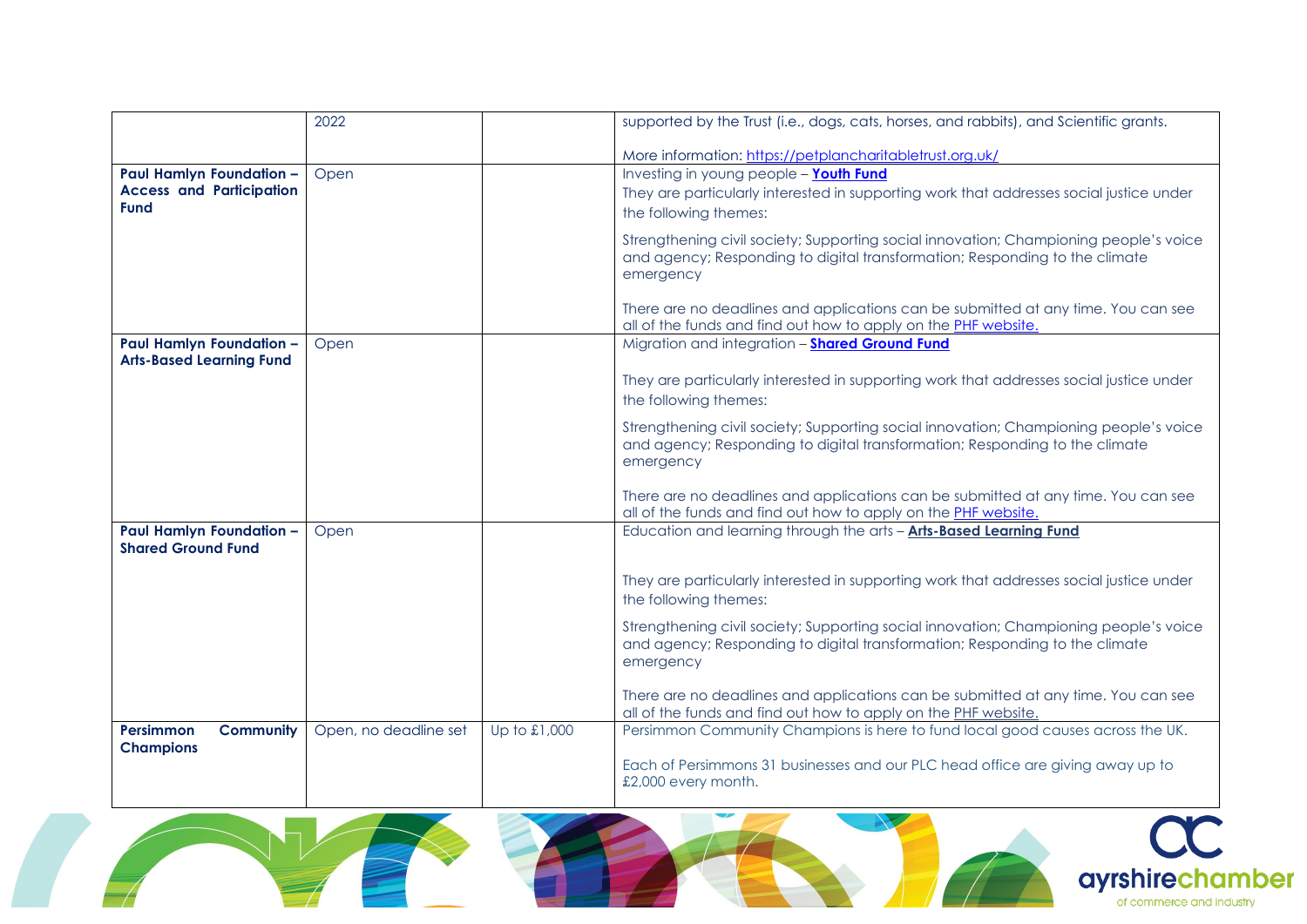| | | | |
|---|---|---|---|
| | 2022 | | supported by the Trust (i.e., dogs, cats, horses, and rabbits), and Scientific grants.<br><br>More information: https://petplancharitabletrust.org.uk/ |
| **Paul Hamlyn Foundation – Access and Participation Fund** | Open | | Investing in young people – **Youth Fund**<br>They are particularly interested in supporting work that addresses social justice under the following themes:<br><br>Strengthening civil society; Supporting social innovation; Championing people's voice and agency; Responding to digital transformation; Responding to the climate emergency<br><br>There are no deadlines and applications can be submitted at any time. You can see all of the funds and find out how to apply on the PHF website. |
| **Paul Hamlyn Foundation – Arts-Based Learning Fund** | Open | | Migration and integration – **Shared Ground Fund**<br><br>They are particularly interested in supporting work that addresses social justice under the following themes:<br><br>Strengthening civil society; Supporting social innovation; Championing people's voice and agency; Responding to digital transformation; Responding to the climate emergency<br><br>There are no deadlines and applications can be submitted at any time. You can see all of the funds and find out how to apply on the PHF website. |
| **Paul Hamlyn Foundation – Shared Ground Fund** | Open | | Education and learning through the arts – **Arts-Based Learning Fund**<br><br>They are particularly interested in supporting work that addresses social justice under the following themes:<br><br>Strengthening civil society; Supporting social innovation; Championing people's voice and agency; Responding to digital transformation; Responding to the climate emergency<br><br>There are no deadlines and applications can be submitted at any time. You can see all of the funds and find out how to apply on the PHF website. |
| **Persimmon Community Champions** | Open, no deadline set | Up to £1,000 | Persimmon Community Champions is here to fund local good causes across the UK.<br><br>Each of Persimmons 31 businesses and our PLC head office are giving away up to £2,000 every month. |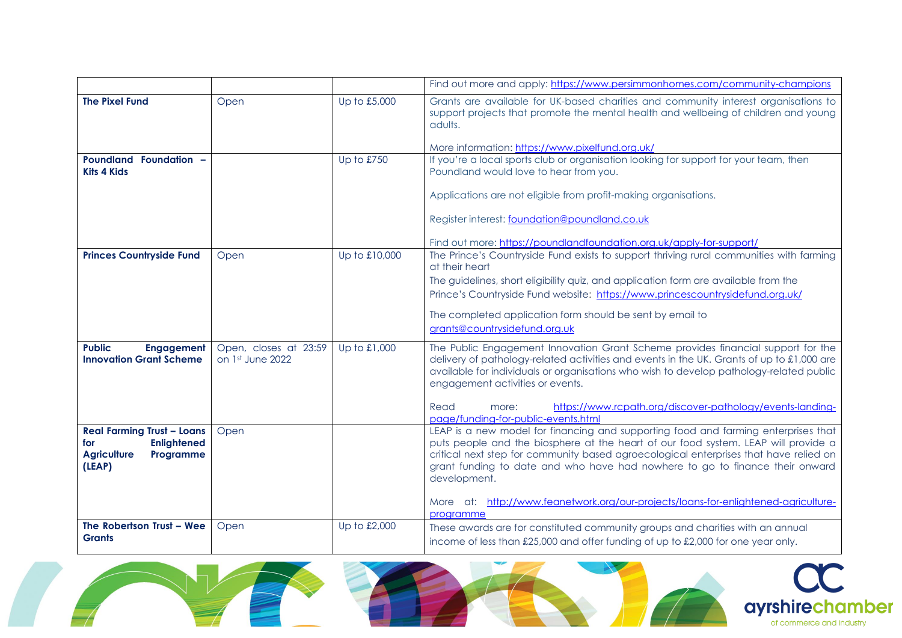| | | | |
|---|---|---|---|
| | | | Find out more and apply: https://www.persimmonhomes.com/community-champions |
| **The Pixel Fund** | Open | Up to £5,000 | Grants are available for UK-based charities and community interest organisations to support projects that promote the mental health and wellbeing of children and young adults.<br><br>More information: https://www.pixelfund.org.uk/ |
| **Poundland Foundation – Kits 4 Kids** | | Up to £750 | If you're a local sports club or organisation looking for support for your team, then Poundland would love to hear from you.<br><br>Applications are not eligible from profit-making organisations.<br><br>Register interest: foundation@poundland.co.uk<br><br>Find out more: https://poundlandfoundation.org.uk/apply-for-support/ |
| **Princes Countryside Fund** | Open | Up to £10,000 | The Prince's Countryside Fund exists to support thriving rural communities with farming at their heart<br>The guidelines, short eligibility quiz, and application form are available from the Prince's Countryside Fund website: https://www.princescountrysidefund.org.uk/<br><br>The completed application form should be sent by email to grants@countrysidefund.org.uk |
| **Public Engagement Innovation Grant Scheme** | Open, closes at 23:59 on 1st June 2022 | Up to £1,000 | The Public Engagement Innovation Grant Scheme provides financial support for the delivery of pathology-related activities and events in the UK. Grants of up to £1,000 are available for individuals or organisations who wish to develop pathology-related public engagement activities or events.<br><br>Read more: https://www.rcpath.org/discover-pathology/events-landing-page/funding-for-public-events.html |
| **Real Farming Trust – Loans for Enlightened Agriculture Programme (LEAP)** | Open | | LEAP is a new model for financing and supporting food and farming enterprises that puts people and the biosphere at the heart of our food system. LEAP will provide a critical next step for community based agroecological enterprises that have relied on grant funding to date and who have had nowhere to go to finance their onward development.<br><br>More at: http://www.feanetwork.org/our-projects/loans-for-enlightened-agriculture-programme |
| **The Robertson Trust – Wee Grants** | Open | Up to £2,000 | These awards are for constituted community groups and charities with an annual income of less than £25,000 and offer funding of up to £2,000 for one year only. |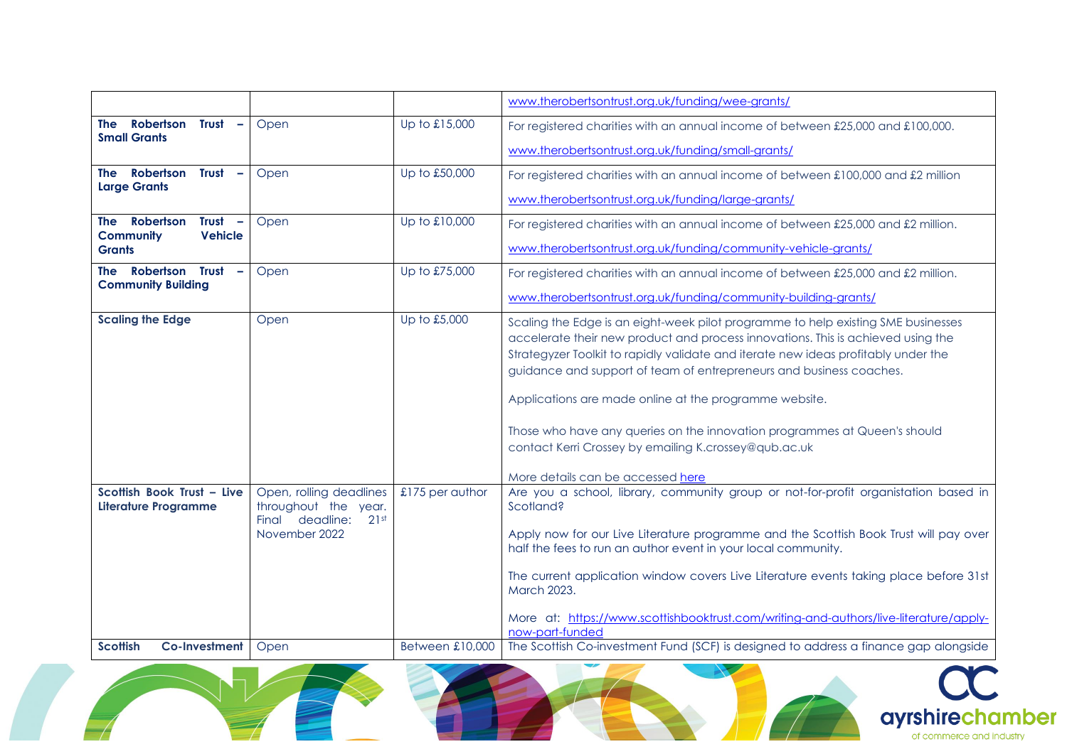| | | | |
|---|---|---|---|
| | | | www.therobertsontrust.org.uk/funding/wee-grants/ |
| **The Robertson Trust – Small Grants** | Open | Up to £15,000 | For registered charities with an annual income of between £25,000 and £100,000.<br><br>www.therobertsontrust.org.uk/funding/small-grants/ |
| **The Robertson Trust – Large Grants** | Open | Up to £50,000 | For registered charities with an annual income of between £100,000 and £2 million<br><br>www.therobertsontrust.org.uk/funding/large-grants/ |
| **The Robertson Trust – Community Vehicle Grants** | Open | Up to £10,000 | For registered charities with an annual income of between £25,000 and £2 million.<br><br>www.therobertsontrust.org.uk/funding/community-vehicle-grants/ |
| **The Robertson Trust – Community Building** | Open | Up to £75,000 | For registered charities with an annual income of between £25,000 and £2 million.<br><br>www.therobertsontrust.org.uk/funding/community-building-grants/ |
| **Scaling the Edge** | Open | Up to £5,000 | Scaling the Edge is an eight-week pilot programme to help existing SME businesses accelerate their new product and process innovations. This is achieved using the Strategyzer Toolkit to rapidly validate and iterate new ideas profitably under the guidance and support of team of entrepreneurs and business coaches.<br><br>Applications are made online at the programme website.<br><br>Those who have any queries on the innovation programmes at Queen's should contact Kerri Crossey by emailing K.crossey@qub.ac.uk<br><br>More details can be accessed here |
| **Scottish Book Trust – Live Literature Programme** | Open, rolling deadlines throughout the year. Final deadline: 21st November 2022 | £175 per author | Are you a school, library, community group or not-for-profit organistation based in Scotland?<br><br>Apply now for our Live Literature programme and the Scottish Book Trust will pay over half the fees to run an author event in your local community.<br><br>The current application window covers Live Literature events taking place before 31st March 2023.<br><br>More at: https://www.scottishbooktrust.com/writing-and-authors/live-literature/apply-now-part-funded |
| **Scottish Co-Investment** | Open | Between £10,000 | The Scottish Co-investment Fund (SCF) is designed to address a finance gap alongside |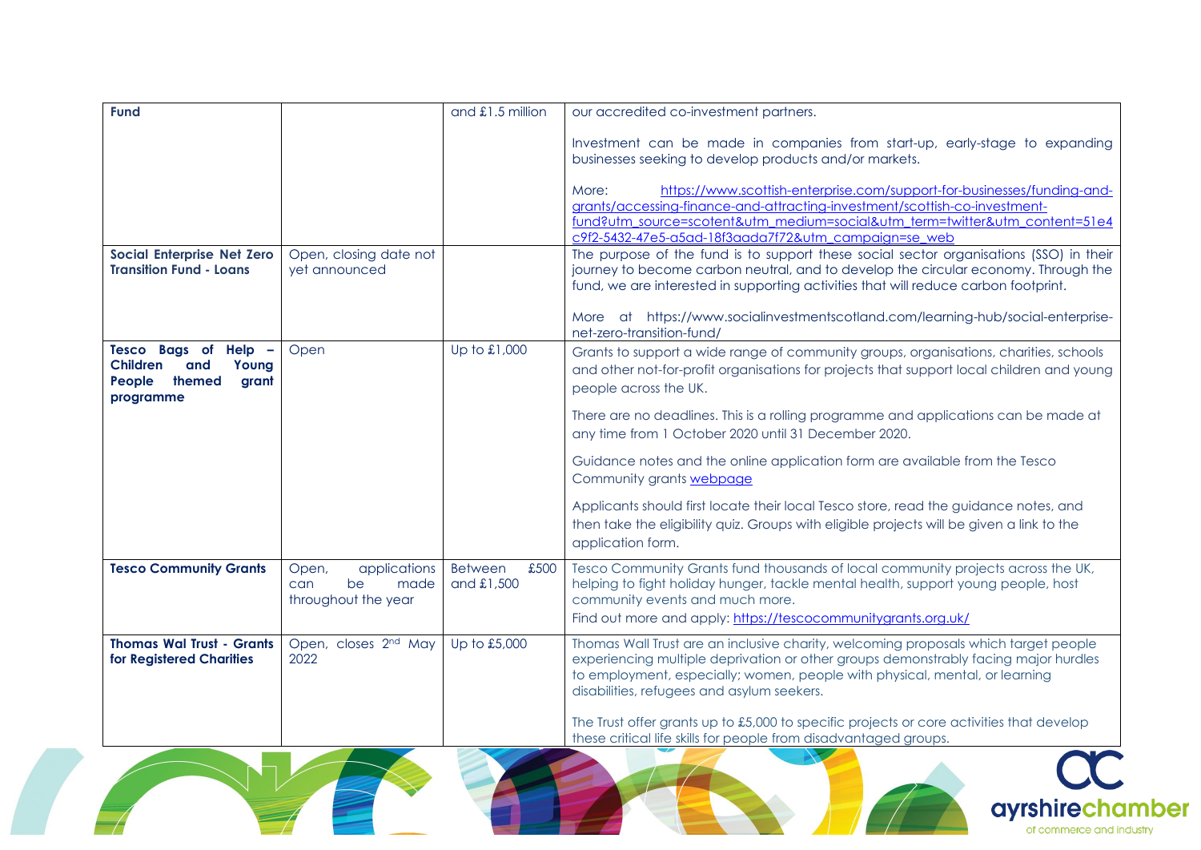| | | | |
|---|---|---|---|
| **Fund** | | and £1.5 million | our accredited co-investment partners.<br><br>Investment can be made in companies from start-up, early-stage to expanding businesses seeking to develop products and/or markets.<br><br>More: https://www.scottish-enterprise.com/support-for-businesses/funding-and-grants/accessing-finance-and-attracting-investment/scottish-co-investment-fund?utm_source=scotent&utm_medium=social&utm_term=twitter&utm_content=51e4c9f2-5432-47e5-a5ad-18f3aada7f72&utm_campaign=se_web |
| **Social Enterprise Net Zero Transition Fund - Loans** | Open, closing date not yet announced | | The purpose of the fund is to support these social sector organisations (SSO) in their journey to become carbon neutral, and to develop the circular economy. Through the fund, we are interested in supporting activities that will reduce carbon footprint.<br><br>More at https://www.socialinvestmentscotland.com/learning-hub/social-enterprise-net-zero-transition-fund/ |
| **Tesco Bags of Help – Children and Young People themed grant programme** | Open | Up to £1,000 | Grants to support a wide range of community groups, organisations, charities, schools and other not-for-profit organisations for projects that support local children and young people across the UK.<br><br>There are no deadlines. This is a rolling programme and applications can be made at any time from 1 October 2020 until 31 December 2020.<br><br>Guidance notes and the online application form are available from the Tesco Community grants webpage<br><br>Applicants should first locate their local Tesco store, read the guidance notes, and then take the eligibility quiz. Groups with eligible projects will be given a link to the application form. |
| **Tesco Community Grants** | Open, applications can be made throughout the year | Between £500 and £1,500 | Tesco Community Grants fund thousands of local community projects across the UK, helping to fight holiday hunger, tackle mental health, support young people, host community events and much more.<br>Find out more and apply: https://tescocommunitygrants.org.uk/ |
| **Thomas Wal Trust - Grants for Registered Charities** | Open, closes 2nd May 2022 | Up to £5,000 | Thomas Wall Trust are an inclusive charity, welcoming proposals which target people experiencing multiple deprivation or other groups demonstrably facing major hurdles to employment, especially; women, people with physical, mental, or learning disabilities, refugees and asylum seekers.<br><br>The Trust offer grants up to £5,000 to specific projects or core activities that develop these critical life skills for people from disadvantaged groups. |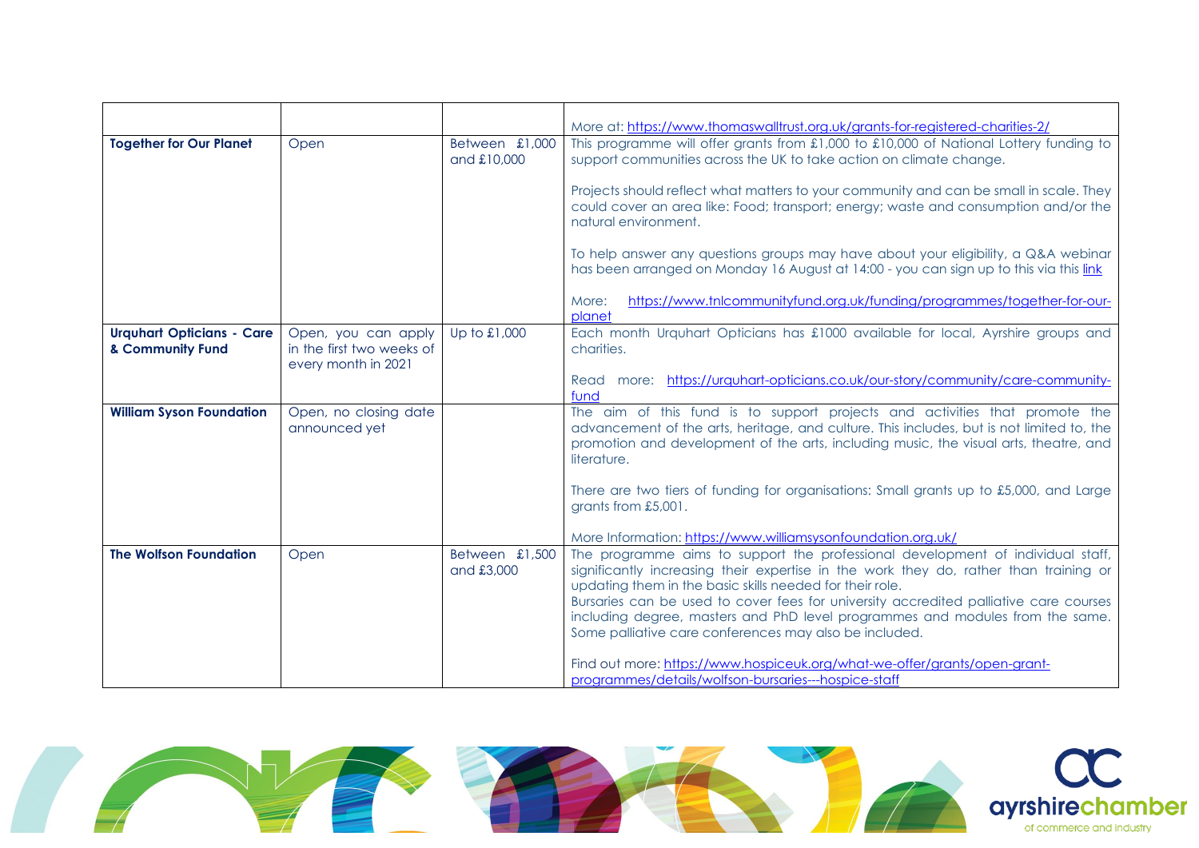| | | | |
|---|---|---|---|
| | | | More at: https://www.thomaswalltrust.org.uk/grants-for-registered-charities-2/ |
| **Together for Our Planet** | Open | Between £1,000 and £10,000 | This programme will offer grants from £1,000 to £10,000 of National Lottery funding to support communities across the UK to take action on climate change.<br><br>Projects should reflect what matters to your community and can be small in scale. They could cover an area like: Food; transport; energy; waste and consumption and/or the natural environment.<br><br>To help answer any questions groups may have about your eligibility, a Q&A webinar has been arranged on Monday 16 August at 14:00 - you can sign up to this via this link<br><br>More: https://www.tnlcommunityfund.org.uk/funding/programmes/together-for-our-planet |
| **Urquhart Opticians - Care & Community Fund** | Open, you can apply in the first two weeks of every month in 2021 | Up to £1,000 | Each month Urquhart Opticians has £1000 available for local, Ayrshire groups and charities.<br><br>Read more: https://urquhart-opticians.co.uk/our-story/community/care-community-fund |
| **William Syson Foundation** | Open, no closing date announced yet | | The aim of this fund is to support projects and activities that promote the advancement of the arts, heritage, and culture. This includes, but is not limited to, the promotion and development of the arts, including music, the visual arts, theatre, and literature.<br><br>There are two tiers of funding for organisations: Small grants up to £5,000, and Large grants from £5,001.<br><br>More Information: https://www.williamsysonfoundation.org.uk/ |
| **The Wolfson Foundation** | Open | Between £1,500 and £3,000 | The programme aims to support the professional development of individual staff, significantly increasing their expertise in the work they do, rather than training or updating them in the basic skills needed for their role.<br>Bursaries can be used to cover fees for university accredited palliative care courses including degree, masters and PhD level programmes and modules from the same. Some palliative care conferences may also be included.<br><br>Find out more: https://www.hospiceuk.org/what-we-offer/grants/open-grant-programmes/details/wolfson-bursaries---hospice-staff |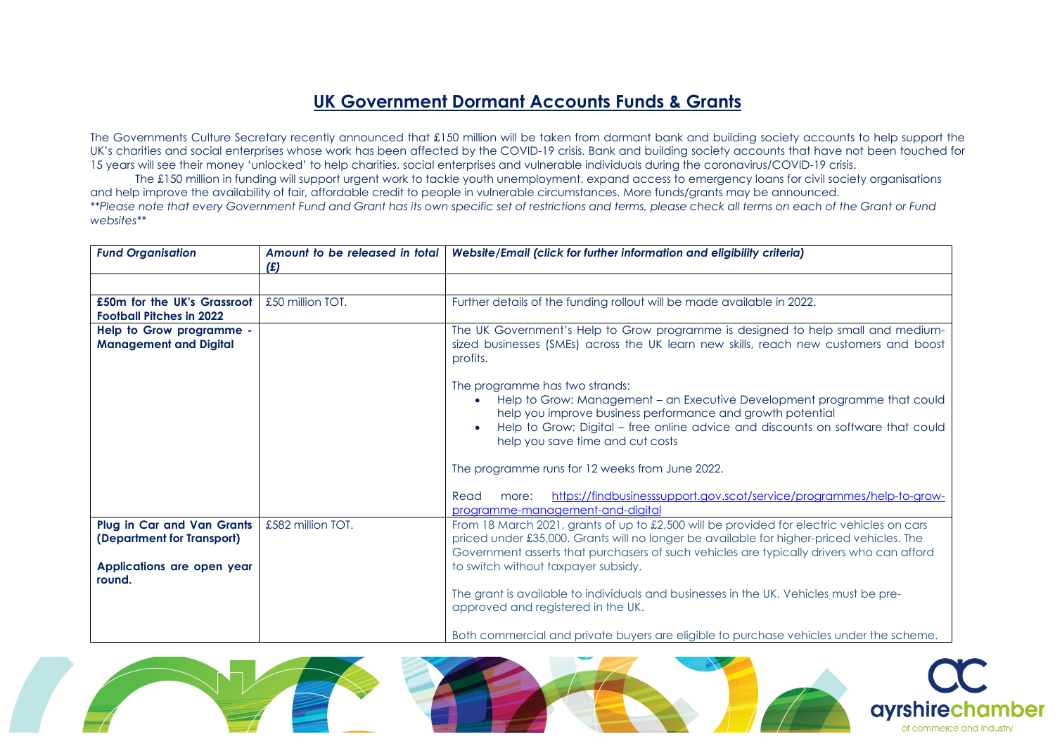# UK Government Dormant Accounts Funds & Grants

The Governments Culture Secretary recently announced that £150 million will be taken from dormant bank and building society accounts to help support the UK's charities and social enterprises whose work has been affected by the COVID-19 crisis. Bank and building society accounts that have not been touched for 15 years will see their money 'unlocked' to help charities, social enterprises and vulnerable individuals during the coronavirus/COVID-19 crisis.

The £150 million in funding will support urgent work to tackle youth unemployment, expand access to emergency loans for civil society organisations and help improve the availability of fair, affordable credit to people in vulnerable circumstances. More funds/grants may be announced.

*\*\*Please note that every Government Fund and Grant has its own specific set of restrictions and terms, please check all terms on each of the Grant or Fund websites\*\**

| *Fund Organisation* | *Amount to be released in total (£)* | *Website/Email (click for further information and eligibility criteria)* |
|---|---|---|
| | | |
| **£50m for the UK's Grassroot Football Pitches in 2022** | £50 million TOT. | Further details of the funding rollout will be made available in 2022. |
| **Help to Grow programme - Management and Digital** | | The UK Government's Help to Grow programme is designed to help small and medium-sized businesses (SMEs) across the UK learn new skills, reach new customers and boost profits.<br><br>The programme has two strands:<br>• Help to Grow: Management – an Executive Development programme that could help you improve business performance and growth potential<br>• Help to Grow: Digital – free online advice and discounts on software that could help you save time and cut costs<br><br>The programme runs for 12 weeks from June 2022.<br><br>Read more: https://findbusinesssupport.gov.scot/service/programmes/help-to-grow-programme-management-and-digital |
| **Plug in Car and Van Grants (Department for Transport)**<br><br>**Applications are open year round.** | £582 million TOT. | From 18 March 2021, grants of up to £2,500 will be provided for electric vehicles on cars priced under £35,000. Grants will no longer be available for higher-priced vehicles. The Government asserts that purchasers of such vehicles are typically drivers who can afford to switch without taxpayer subsidy.<br><br>The grant is available to individuals and businesses in the UK. Vehicles must be pre-approved and registered in the UK.<br><br>Both commercial and private buyers are eligible to purchase vehicles under the scheme. |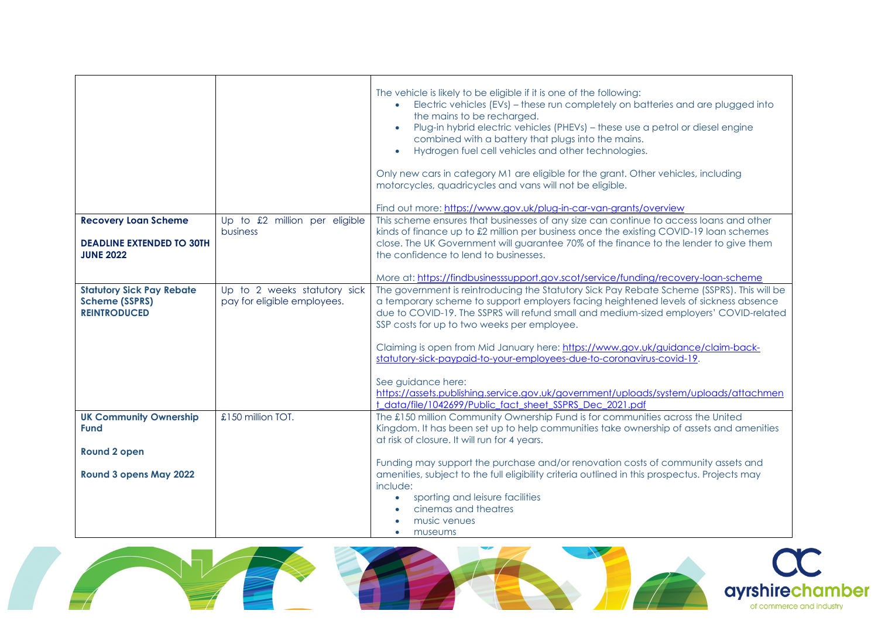| | | |
|---|---|---|
| | | The vehicle is likely to be eligible if it is one of the following:<br>• Electric vehicles (EVs) – these run completely on batteries and are plugged into the mains to be recharged.<br>• Plug-in hybrid electric vehicles (PHEVs) – these use a petrol or diesel engine combined with a battery that plugs into the mains.<br>• Hydrogen fuel cell vehicles and other technologies.<br><br>Only new cars in category M1 are eligible for the grant. Other vehicles, including motorcycles, quadricycles and vans will not be eligible.<br><br>Find out more: https://www.gov.uk/plug-in-car-van-grants/overview |
| **Recovery Loan Scheme**<br><br>**DEADLINE EXTENDED TO 30TH JUNE 2022** | Up to £2 million per eligible business | This scheme ensures that businesses of any size can continue to access loans and other kinds of finance up to £2 million per business once the existing COVID-19 loan schemes close. The UK Government will guarantee 70% of the finance to the lender to give them the confidence to lend to businesses.<br><br>More at: https://findbusinesssupport.gov.scot/service/funding/recovery-loan-scheme |
| **Statutory Sick Pay Rebate Scheme (SSPRS)**<br>**REINTRODUCED** | Up to 2 weeks statutory sick pay for eligible employees. | The government is reintroducing the Statutory Sick Pay Rebate Scheme (SSPRS). This will be a temporary scheme to support employers facing heightened levels of sickness absence due to COVID-19. The SSPRS will refund small and medium-sized employers' COVID-related SSP costs for up to two weeks per employee.<br><br>Claiming is open from Mid January here: https://www.gov.uk/guidance/claim-back-statutory-sick-paypaid-to-your-employees-due-to-coronavirus-covid-19.<br><br>See guidance here:<br>https://assets.publishing.service.gov.uk/government/uploads/system/uploads/attachment_data/file/1042699/Public_fact_sheet_SSPRS_Dec_2021.pdf |
| **UK Community Ownership Fund**<br><br>**Round 2 open**<br><br>**Round 3 opens May 2022** | £150 million TOT. | The £150 million Community Ownership Fund is for communities across the United Kingdom. It has been set up to help communities take ownership of assets and amenities at risk of closure. It will run for 4 years.<br><br>Funding may support the purchase and/or renovation costs of community assets and amenities, subject to the full eligibility criteria outlined in this prospectus. Projects may include:<br>• sporting and leisure facilities<br>• cinemas and theatres<br>• music venues<br>• museums |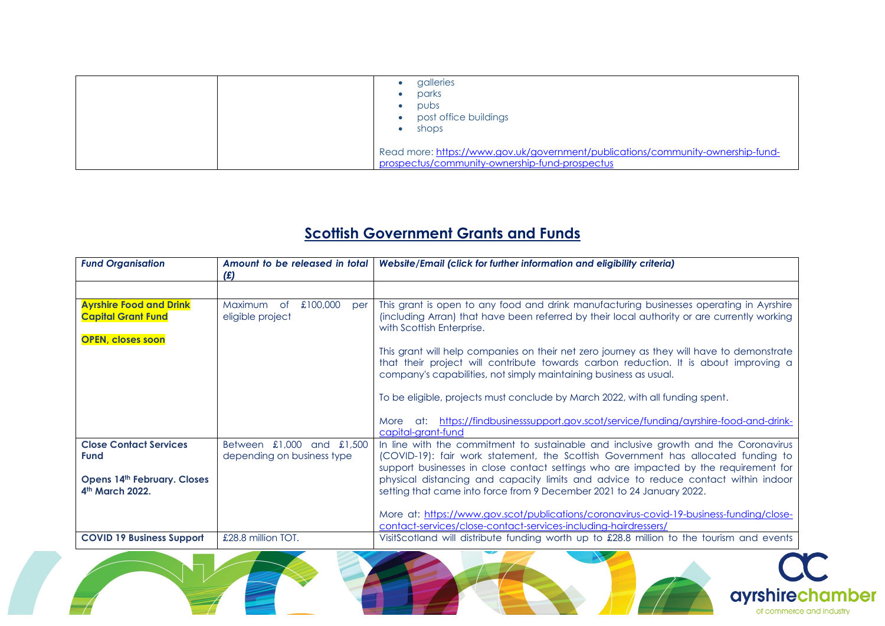| | | <ul><li>galleries</li><li>parks</li><li>pubs</li><li>post office buildings</li><li>shops</li></ul>Read more: https://www.gov.uk/government/publications/community-ownership-fund-prospectus/community-ownership-fund-prospectus |
|---|---|---|

## Scottish Government Grants and Funds

| *Fund Organisation* | *Amount to be released in total (£)* | *Website/Email (click for further information and eligibility criteria)* |
|---|---|---|
| | | |
| **Ayrshire Food and Drink Capital Grant Fund**<br><br>**OPEN, closes soon** | Maximum of £100,000 per eligible project | This grant is open to any food and drink manufacturing businesses operating in Ayrshire (including Arran) that have been referred by their local authority or are currently working with Scottish Enterprise.<br><br>This grant will help companies on their net zero journey as they will have to demonstrate that their project will contribute towards carbon reduction. It is about improving a company's capabilities, not simply maintaining business as usual.<br><br>To be eligible, projects must conclude by March 2022, with all funding spent.<br><br>More at: https://findbusinesssupport.gov.scot/service/funding/ayrshire-food-and-drink-capital-grant-fund |
| **Close Contact Services Fund**<br><br>**Opens 14th February. Closes 4th March 2022.** | Between £1,000 and £1,500 depending on business type | In line with the commitment to sustainable and inclusive growth and the Coronavirus (COVID-19): fair work statement, the Scottish Government has allocated funding to support businesses in close contact settings who are impacted by the requirement for physical distancing and capacity limits and advice to reduce contact within indoor setting that came into force from 9 December 2021 to 24 January 2022.<br><br>More at: https://www.gov.scot/publications/coronavirus-covid-19-business-funding/close-contact-services/close-contact-services-including-hairdressers/ |
| **COVID 19 Business Support** | £28.8 million TOT. | VisitScotland will distribute funding worth up to £28.8 million to the tourism and events |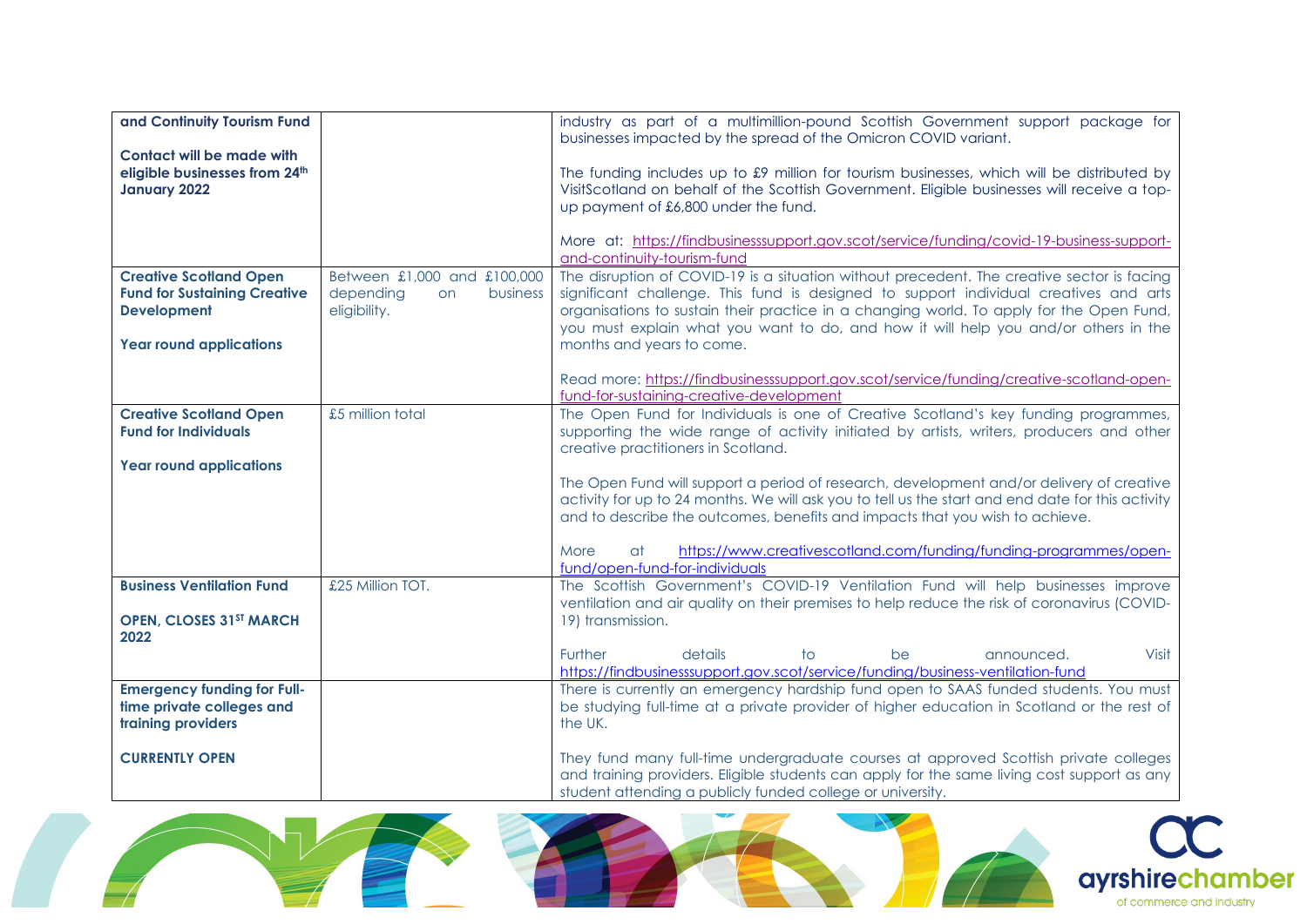| | | |
|---|---|---|
| **and Continuity Tourism Fund**<br><br>**Contact will be made with eligible businesses from 24th January 2022** | | industry as part of a multimillion-pound Scottish Government support package for businesses impacted by the spread of the Omicron COVID variant.<br><br>The funding includes up to £9 million for tourism businesses, which will be distributed by VisitScotland on behalf of the Scottish Government. Eligible businesses will receive a top-up payment of £6,800 under the fund.<br><br>More at: https://findbusinesssupport.gov.scot/service/funding/covid-19-business-support-and-continuity-tourism-fund |
| **Creative Scotland Open Fund for Sustaining Creative Development**<br><br>**Year round applications** | Between £1,000 and £100,000 depending on business eligibility. | The disruption of COVID-19 is a situation without precedent. The creative sector is facing significant challenge. This fund is designed to support individual creatives and arts organisations to sustain their practice in a changing world. To apply for the Open Fund, you must explain what you want to do, and how it will help you and/or others in the months and years to come.<br><br>Read more: https://findbusinesssupport.gov.scot/service/funding/creative-scotland-open-fund-for-sustaining-creative-development |
| **Creative Scotland Open Fund for Individuals**<br><br>**Year round applications** | £5 million total | The Open Fund for Individuals is one of Creative Scotland's key funding programmes, supporting the wide range of activity initiated by artists, writers, producers and other creative practitioners in Scotland.<br><br>The Open Fund will support a period of research, development and/or delivery of creative activity for up to 24 months. We will ask you to tell us the start and end date for this activity and to describe the outcomes, benefits and impacts that you wish to achieve.<br><br>More at https://www.creativescotland.com/funding/funding-programmes/open-fund/open-fund-for-individuals |
| **Business Ventilation Fund**<br><br>**OPEN, CLOSES 31ST MARCH 2022** | £25 Million TOT. | The Scottish Government's COVID-19 Ventilation Fund will help businesses improve ventilation and air quality on their premises to help reduce the risk of coronavirus (COVID-19) transmission.<br><br>Further details to be announced. Visit https://findbusinesssupport.gov.scot/service/funding/business-ventilation-fund |
| **Emergency funding for Full-time private colleges and training providers**<br><br>**CURRENTLY OPEN** | | There is currently an emergency hardship fund open to SAAS funded students. You must be studying full-time at a private provider of higher education in Scotland or the rest of the UK.<br><br>They fund many full-time undergraduate courses at approved Scottish private colleges and training providers. Eligible students can apply for the same living cost support as any student attending a publicly funded college or university. |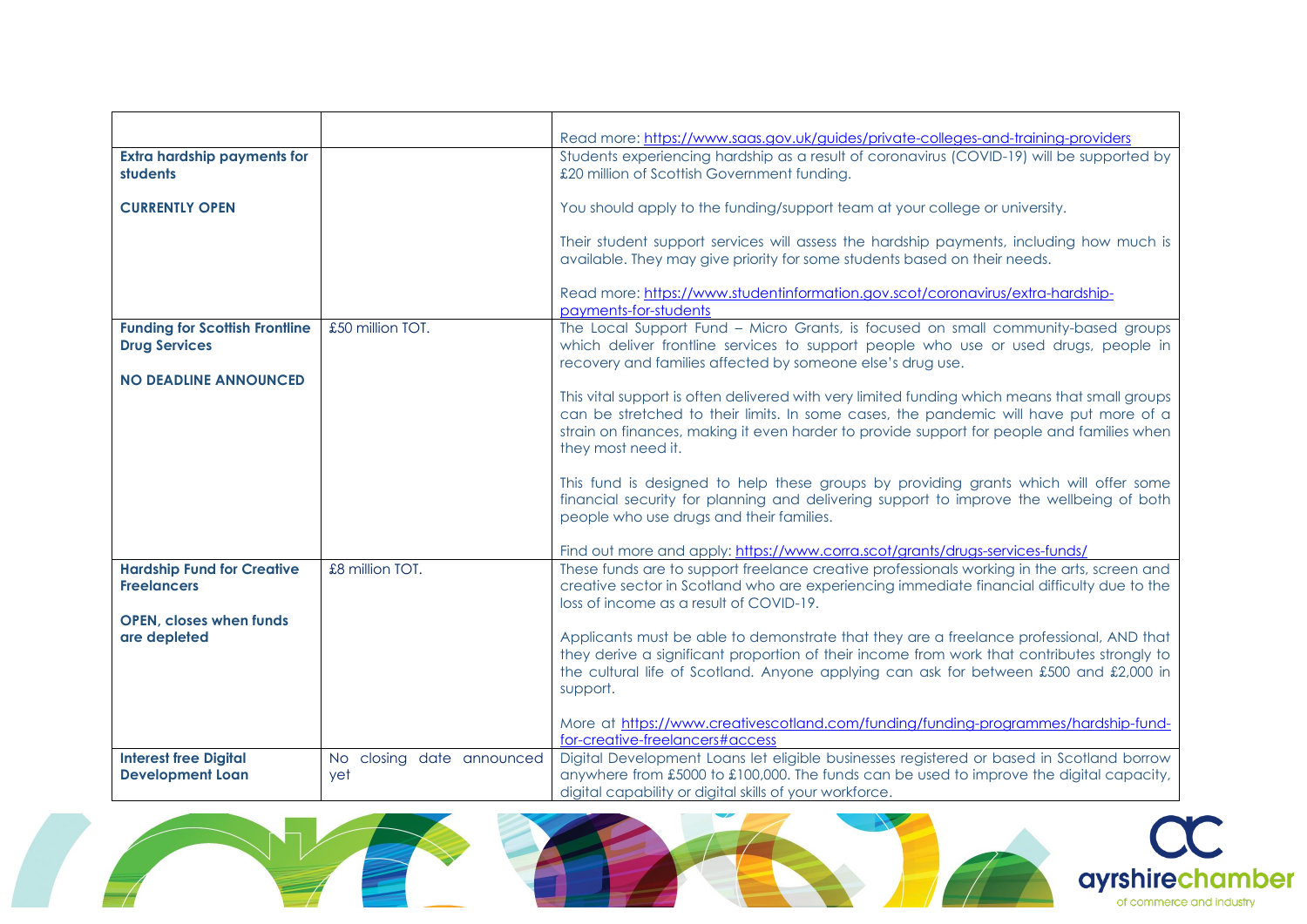| | | |
|---|---|---|
| | | Read more: https://www.saas.gov.uk/guides/private-colleges-and-training-providers |
| **Extra hardship payments for students**<br><br>**CURRENTLY OPEN** | | Students experiencing hardship as a result of coronavirus (COVID-19) will be supported by £20 million of Scottish Government funding.<br><br>You should apply to the funding/support team at your college or university.<br><br>Their student support services will assess the hardship payments, including how much is available. They may give priority for some students based on their needs.<br><br>Read more: https://www.studentinformation.gov.scot/coronavirus/extra-hardship-payments-for-students |
| **Funding for Scottish Frontline Drug Services**<br><br>**NO DEADLINE ANNOUNCED** | £50 million TOT. | The Local Support Fund – Micro Grants, is focused on small community-based groups which deliver frontline services to support people who use or used drugs, people in recovery and families affected by someone else's drug use.<br><br>This vital support is often delivered with very limited funding which means that small groups can be stretched to their limits. In some cases, the pandemic will have put more of a strain on finances, making it even harder to provide support for people and families when they most need it.<br><br>This fund is designed to help these groups by providing grants which will offer some financial security for planning and delivering support to improve the wellbeing of both people who use drugs and their families.<br><br>Find out more and apply: https://www.corra.scot/grants/drugs-services-funds/ |
| **Hardship Fund for Creative Freelancers**<br><br>**OPEN, closes when funds are depleted** | £8 million TOT. | These funds are to support freelance creative professionals working in the arts, screen and creative sector in Scotland who are experiencing immediate financial difficulty due to the loss of income as a result of COVID-19.<br><br>Applicants must be able to demonstrate that they are a freelance professional, AND that they derive a significant proportion of their income from work that contributes strongly to the cultural life of Scotland. Anyone applying can ask for between £500 and £2,000 in support.<br><br>More at https://www.creativescotland.com/funding/funding-programmes/hardship-fund-for-creative-freelancers#access |
| **Interest free Digital Development Loan** | No closing date announced yet | Digital Development Loans let eligible businesses registered or based in Scotland borrow anywhere from £5000 to £100,000. The funds can be used to improve the digital capacity, digital capability or digital skills of your workforce. |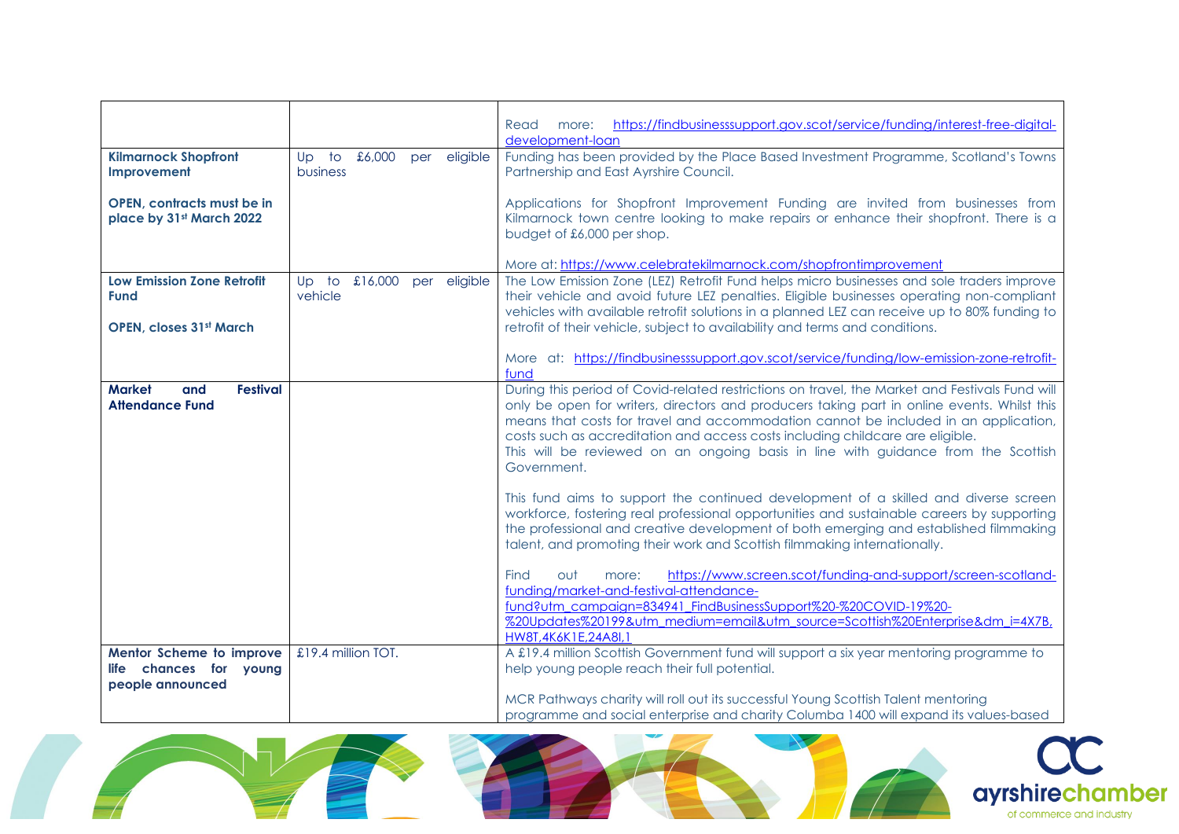| | | |
|---|---|---|
| | | Read more: https://findbusinesssupport.gov.scot/service/funding/interest-free-digital-development-loan |
| **Kilmarnock Shopfront Improvement**<br><br>**OPEN, contracts must be in place by 31st March 2022** | Up to £6,000 per eligible business | Funding has been provided by the Place Based Investment Programme, Scotland's Towns Partnership and East Ayrshire Council.<br><br>Applications for Shopfront Improvement Funding are invited from businesses from Kilmarnock town centre looking to make repairs or enhance their shopfront. There is a budget of £6,000 per shop.<br><br>More at: https://www.celebratekilmarnock.com/shopfrontimprovement |
| **Low Emission Zone Retrofit Fund**<br><br>**OPEN, closes 31st March** | Up to £16,000 per eligible vehicle | The Low Emission Zone (LEZ) Retrofit Fund helps micro businesses and sole traders improve their vehicle and avoid future LEZ penalties. Eligible businesses operating non-compliant vehicles with available retrofit solutions in a planned LEZ can receive up to 80% funding to retrofit of their vehicle, subject to availability and terms and conditions.<br><br>More at: https://findbusinesssupport.gov.scot/service/funding/low-emission-zone-retrofit-fund |
| **Market and Festival Attendance Fund** | | During this period of Covid-related restrictions on travel, the Market and Festivals Fund will only be open for writers, directors and producers taking part in online events. Whilst this means that costs for travel and accommodation cannot be included in an application, costs such as accreditation and access costs including childcare are eligible.<br>This will be reviewed on an ongoing basis in line with guidance from the Scottish Government.<br><br>This fund aims to support the continued development of a skilled and diverse screen workforce, fostering real professional opportunities and sustainable careers by supporting the professional and creative development of both emerging and established filmmaking talent, and promoting their work and Scottish filmmaking internationally.<br><br>Find out more: https://www.screen.scot/funding-and-support/screen-scotland-funding/market-and-festival-attendance-fund?utm_campaign=834941_FindBusinessSupport%20-%20COVID-19%20-%20Updates%20199&utm_medium=email&utm_source=Scottish%20Enterprise&dm_i=4X7B,HW8T,4K6K1E,24A8I,1 |
| **Mentor Scheme to improve life chances for young people announced** | £19.4 million TOT. | A £19.4 million Scottish Government fund will support a six year mentoring programme to help young people reach their full potential.<br><br>MCR Pathways charity will roll out its successful Young Scottish Talent mentoring programme and social enterprise and charity Columba 1400 will expand its values-based |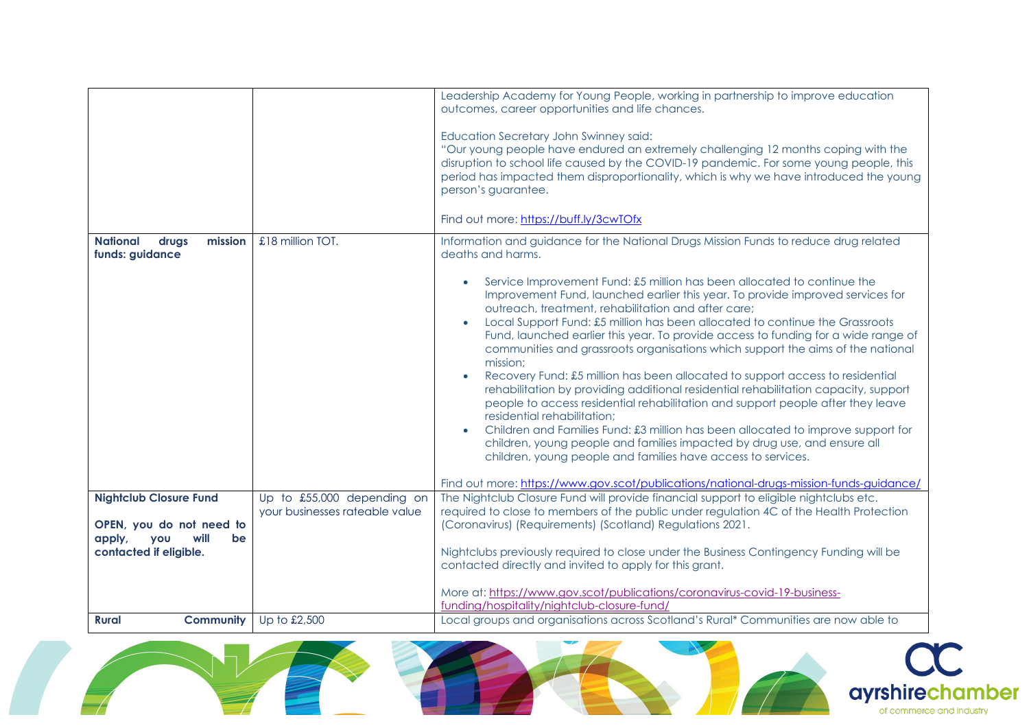| | | |
|---|---|---|
| | | Leadership Academy for Young People, working in partnership to improve education outcomes, career opportunities and life chances.<br><br>Education Secretary John Swinney said:<br>"Our young people have endured an extremely challenging 12 months coping with the disruption to school life caused by the COVID-19 pandemic. For some young people, this period has impacted them disproportionality, which is why we have introduced the young person's guarantee.<br><br>Find out more: https://buff.ly/3cwTOfx |
| **National drugs mission funds: guidance** | £18 million TOT. | Information and guidance for the National Drugs Mission Funds to reduce drug related deaths and harms.<br><br>• Service Improvement Fund: £5 million has been allocated to continue the Improvement Fund, launched earlier this year. To provide improved services for outreach, treatment, rehabilitation and after care;<br>• Local Support Fund: £5 million has been allocated to continue the Grassroots Fund, launched earlier this year. To provide access to funding for a wide range of communities and grassroots organisations which support the aims of the national mission;<br>• Recovery Fund: £5 million has been allocated to support access to residential rehabilitation by providing additional residential rehabilitation capacity, support people to access residential rehabilitation and support people after they leave residential rehabilitation;<br>• Children and Families Fund: £3 million has been allocated to improve support for children, young people and families impacted by drug use, and ensure all children, young people and families have access to services.<br><br>Find out more: https://www.gov.scot/publications/national-drugs-mission-funds-guidance/ |
| **Nightclub Closure Fund**<br><br>**OPEN, you do not need to apply, you will be contacted if eligible.** | Up to £55,000 depending on your businesses rateable value | The Nightclub Closure Fund will provide financial support to eligible nightclubs etc. required to close to members of the public under regulation 4C of the Health Protection (Coronavirus) (Requirements) (Scotland) Regulations 2021.<br><br>Nightclubs previously required to close under the Business Contingency Funding will be contacted directly and invited to apply for this grant.<br><br>More at: https://www.gov.scot/publications/coronavirus-covid-19-business-funding/hospitality/nightclub-closure-fund/ |
| **Rural Community** | Up to £2,500 | Local groups and organisations across Scotland's Rural* Communities are now able to |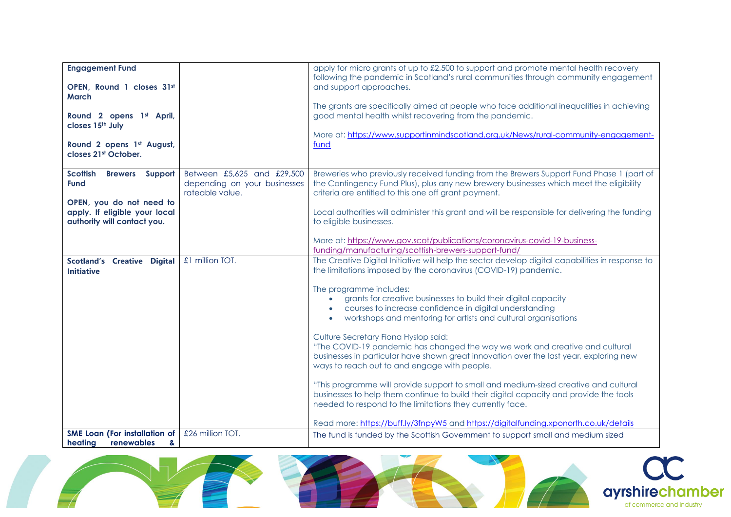| | | |
|---|---|---|
| **Engagement Fund**<br><br>**OPEN, Round 1 closes 31st March**<br><br>**Round 2 opens 1st April, closes 15th July**<br><br>**Round 2 opens 1st August, closes 21st October.** | | apply for micro grants of up to £2,500 to support and promote mental health recovery following the pandemic in Scotland's rural communities through community engagement and support approaches.<br><br>The grants are specifically aimed at people who face additional inequalities in achieving good mental health whilst recovering from the pandemic.<br><br>More at: https://www.supportinmindscotland.org.uk/News/rural-community-engagement-fund |
| **Scottish Brewers Support Fund**<br><br>**OPEN, you do not need to apply. If eligible your local authority will contact you.** | Between £5,625 and £29,500 depending on your businesses rateable value. | Breweries who previously received funding from the Brewers Support Fund Phase 1 (part of the Contingency Fund Plus), plus any new brewery businesses which meet the eligibility criteria are entitled to this one off grant payment.<br><br>Local authorities will administer this grant and will be responsible for delivering the funding to eligible businesses.<br><br>More at: https://www.gov.scot/publications/coronavirus-covid-19-business-funding/manufacturing/scottish-brewers-support-fund/ |
| **Scotland's Creative Digital Initiative** | £1 million TOT. | The Creative Digital Initiative will help the sector develop digital capabilities in response to the limitations imposed by the coronavirus (COVID-19) pandemic.<br><br>The programme includes:<br>• grants for creative businesses to build their digital capacity<br>• courses to increase confidence in digital understanding<br>• workshops and mentoring for artists and cultural organisations<br><br>Culture Secretary Fiona Hyslop said:<br>"The COVID-19 pandemic has changed the way we work and creative and cultural businesses in particular have shown great innovation over the last year, exploring new ways to reach out to and engage with people.<br><br>"This programme will provide support to small and medium-sized creative and cultural businesses to help them continue to build their digital capacity and provide the tools needed to respond to the limitations they currently face.<br><br>Read more: https://buff.ly/3fnpyW5 and https://digitalfunding.xponorth.co.uk/details |
| **SME Loan (For installation of heating renewables &** | £26 million TOT. | The fund is funded by the Scottish Government to support small and medium sized |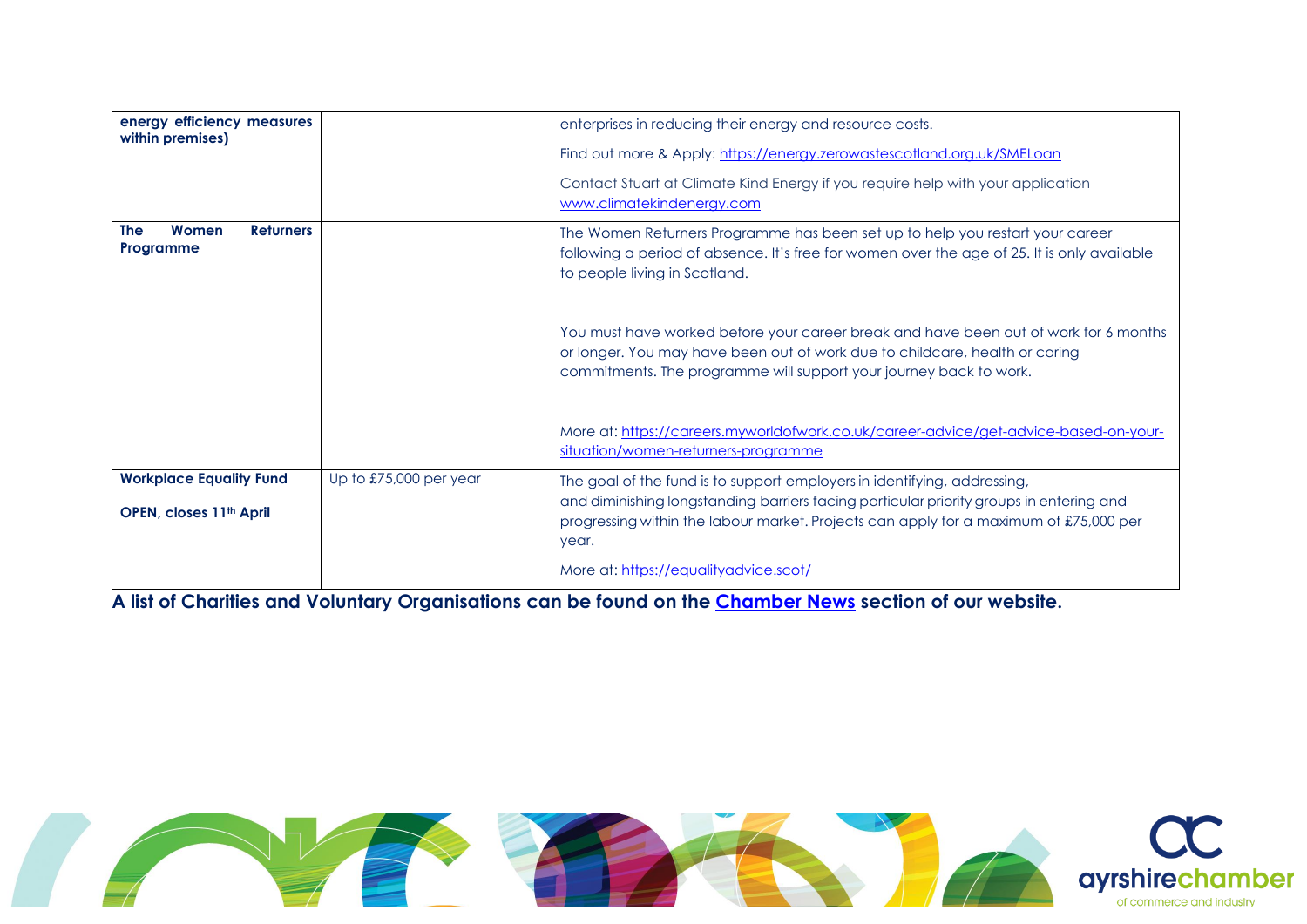| | | |
|---|---|---|
| **energy efficiency measures within premises)** | | enterprises in reducing their energy and resource costs.<br><br>Find out more & Apply: https://energy.zerowastescotland.org.uk/SMELoan<br><br>Contact Stuart at Climate Kind Energy if you require help with your application www.climatekindenergy.com |
| **The Women Returners Programme** | | The Women Returners Programme has been set up to help you restart your career following a period of absence. It's free for women over the age of 25. It is only available to people living in Scotland.<br><br>You must have worked before your career break and have been out of work for 6 months or longer. You may have been out of work due to childcare, health or caring commitments. The programme will support your journey back to work.<br><br>More at: https://careers.myworldofwork.co.uk/career-advice/get-advice-based-on-your-situation/women-returners-programme |
| **Workplace Equality Fund**<br><br>**OPEN, closes 11th April** | Up to £75,000 per year | The goal of the fund is to support employers in identifying, addressing, and diminishing longstanding barriers facing particular priority groups in entering and progressing within the labour market. Projects can apply for a maximum of £75,000 per year.<br><br>More at: https://equalityadvice.scot/ |

**A list of Charities and Voluntary Organisations can be found on the Chamber News section of our website.**